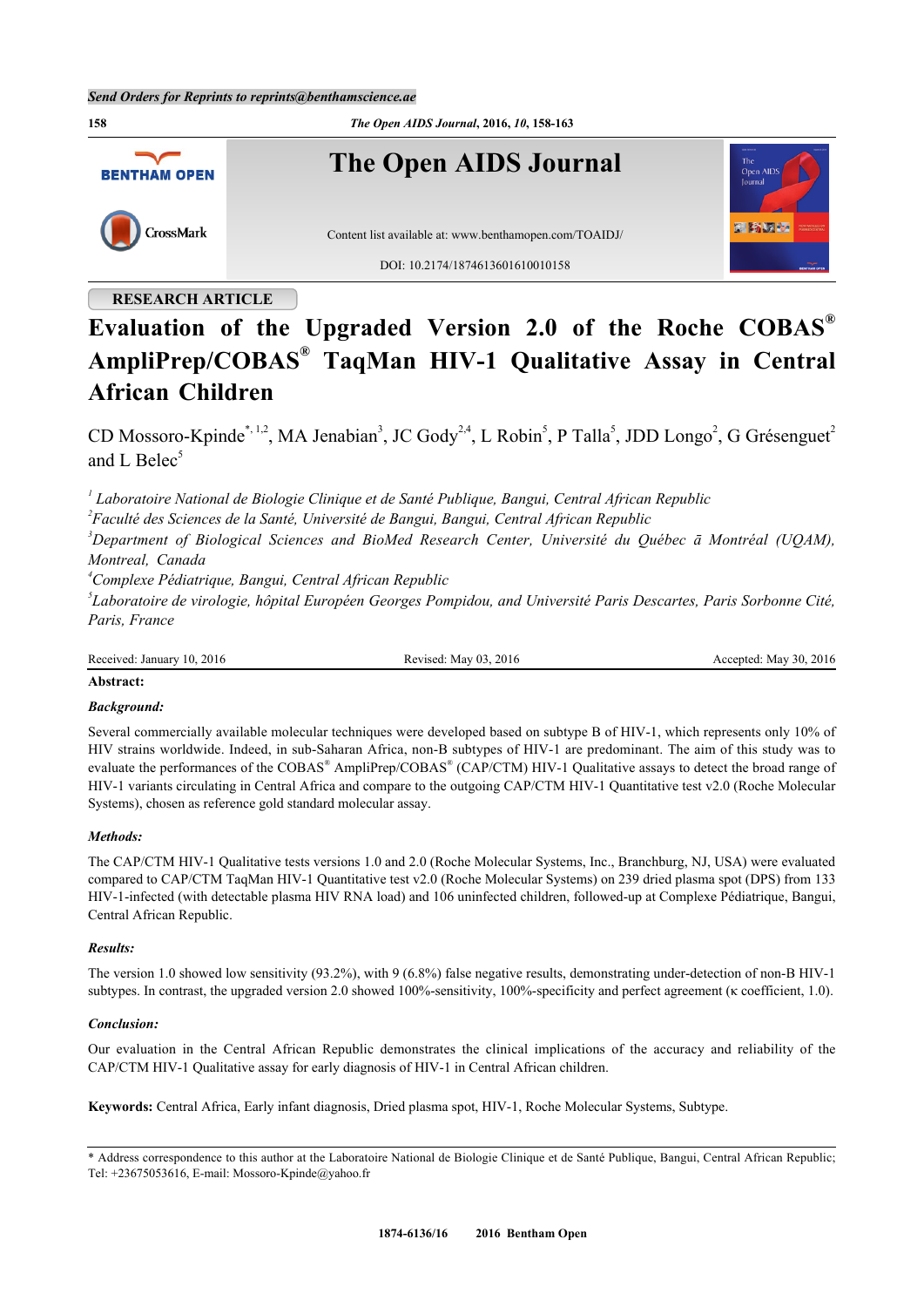RESEARCH ARTICLE

# Evaluation of the Upgraded Version 2.0 of the Roche COBAS® AmpliPrep/COBAS® TaqMan HIV-1 Qualitative Assay in Central African Children

CD Mossoro-Kpinde[*, 1,2], MA Jenabian[3], JC Gody[2,4], L Robin[5], P Talla[5], JDD Longo[2], G Grésenguet[2] and L Belec[5]

[1] *Laboratoire National de Biologie Clinique et de Santé Publique, Bangui, Central African Republic*
[2] *Faculté des Sciences de la Santé, Université de Bangui, Bangui, Central African Republic*
[3] *Department of Biological Sciences and BioMed Research Center, Université du Québec ā Montréal (UQAM), Montreal, Canada*
[4] *Complexe Pédiatrique, Bangui, Central African Republic*
[5] *Laboratoire de virologie, hôpital Européen Georges Pompidou, and Université Paris Descartes, Paris Sorbonne Cité, Paris, France*

Received: January 10, 2016 Revised: May 03, 2016 Accepted: May 30, 2016

**Abstract:**

***Background:***

Several commercially available molecular techniques were developed based on subtype B of HIV-1, which represents only 10% of HIV strains worldwide. Indeed, in sub-Saharan Africa, non-B subtypes of HIV-1 are predominant. The aim of this study was to evaluate the performances of the COBAS® AmpliPrep/COBAS® (CAP/CTM) HIV-1 Qualitative assays to detect the broad range of HIV-1 variants circulating in Central Africa and compare to the outgoing CAP/CTM HIV-1 Quantitative test v2.0 (Roche Molecular Systems), chosen as reference gold standard molecular assay.

***Methods:***

The CAP/CTM HIV-1 Qualitative tests versions 1.0 and 2.0 (Roche Molecular Systems, Inc., Branchburg, NJ, USA) were evaluated compared to CAP/CTM TaqMan HIV-1 Quantitative test v2.0 (Roche Molecular Systems) on 239 dried plasma spot (DPS) from 133 HIV-1-infected (with detectable plasma HIV RNA load) and 106 uninfected children, followed-up at Complexe Pédiatrique, Bangui, Central African Republic.

***Results:***

The version 1.0 showed low sensitivity (93.2%), with 9 (6.8%) false negative results, demonstrating under-detection of non-B HIV-1 subtypes. In contrast, the upgraded version 2.0 showed 100%-sensitivity, 100%-specificity and perfect agreement (κ coefficient, 1.0).

***Conclusion:***

Our evaluation in the Central African Republic demonstrates the clinical implications of the accuracy and reliability of the CAP/CTM HIV-1 Qualitative assay for early diagnosis of HIV-1 in Central African children.

**Keywords:** Central Africa, Early infant diagnosis, Dried plasma spot, HIV-1, Roche Molecular Systems, Subtype.

\* Address correspondence to this author at the Laboratoire National de Biologie Clinique et de Santé Publique, Bangui, Central African Republic; Tel: +23675053616, E-mail: Mossoro-Kpinde@yahoo.fr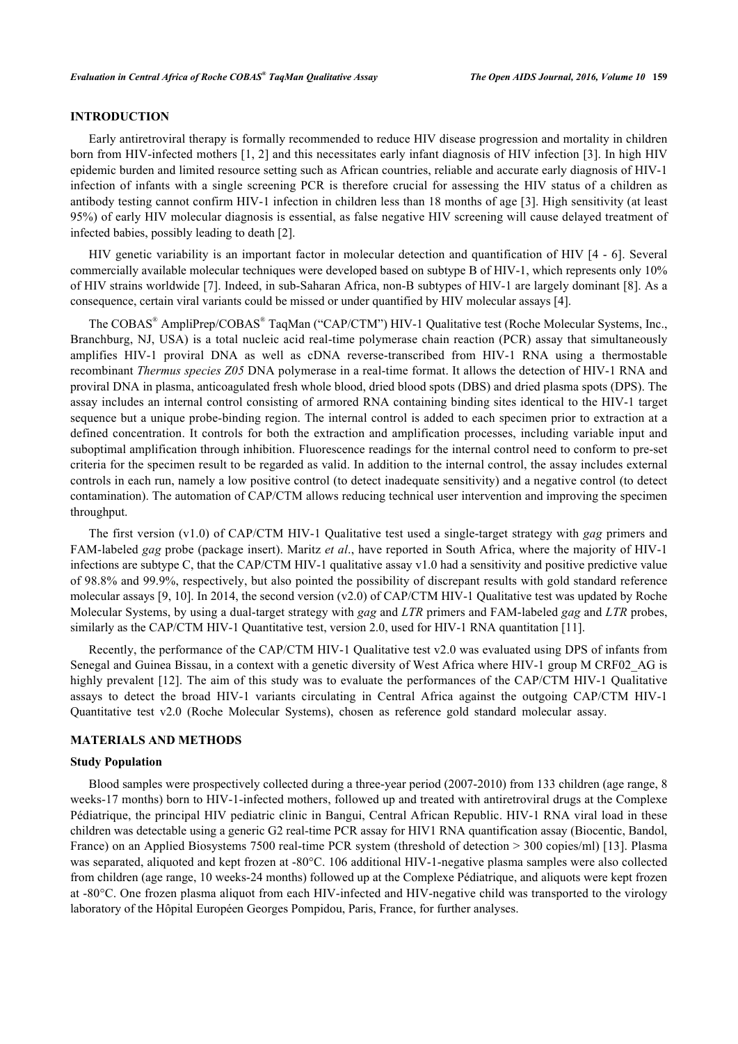## INTRODUCTION

Early antiretroviral therapy is formally recommended to reduce HIV disease progression and mortality in children born from HIV-infected mothers [1, 2] and this necessitates early infant diagnosis of HIV infection [3]. In high HIV epidemic burden and limited resource setting such as African countries, reliable and accurate early diagnosis of HIV-1 infection of infants with a single screening PCR is therefore crucial for assessing the HIV status of a children as antibody testing cannot confirm HIV-1 infection in children less than 18 months of age [3]. High sensitivity (at least 95%) of early HIV molecular diagnosis is essential, as false negative HIV screening will cause delayed treatment of infected babies, possibly leading to death [2].

HIV genetic variability is an important factor in molecular detection and quantification of HIV [4 - 6]. Several commercially available molecular techniques were developed based on subtype B of HIV-1, which represents only 10% of HIV strains worldwide [7]. Indeed, in sub-Saharan Africa, non-B subtypes of HIV-1 are largely dominant [8]. As a consequence, certain viral variants could be missed or under quantified by HIV molecular assays [4].

The COBAS® AmpliPrep/COBAS® TaqMan ("CAP/CTM") HIV-1 Qualitative test (Roche Molecular Systems, Inc., Branchburg, NJ, USA) is a total nucleic acid real-time polymerase chain reaction (PCR) assay that simultaneously amplifies HIV-1 proviral DNA as well as cDNA reverse-transcribed from HIV-1 RNA using a thermostable recombinant *Thermus species Z05* DNA polymerase in a real-time format. It allows the detection of HIV-1 RNA and proviral DNA in plasma, anticoagulated fresh whole blood, dried blood spots (DBS) and dried plasma spots (DPS). The assay includes an internal control consisting of armored RNA containing binding sites identical to the HIV-1 target sequence but a unique probe-binding region. The internal control is added to each specimen prior to extraction at a defined concentration. It controls for both the extraction and amplification processes, including variable input and suboptimal amplification through inhibition. Fluorescence readings for the internal control need to conform to pre-set criteria for the specimen result to be regarded as valid. In addition to the internal control, the assay includes external controls in each run, namely a low positive control (to detect inadequate sensitivity) and a negative control (to detect contamination). The automation of CAP/CTM allows reducing technical user intervention and improving the specimen throughput.

The first version (v1.0) of CAP/CTM HIV-1 Qualitative test used a single-target strategy with *gag* primers and FAM-labeled *gag* probe (package insert). Maritz *et al*., have reported in South Africa, where the majority of HIV-1 infections are subtype C, that the CAP/CTM HIV-1 qualitative assay v1.0 had a sensitivity and positive predictive value of 98.8% and 99.9%, respectively, but also pointed the possibility of discrepant results with gold standard reference molecular assays [9, 10]. In 2014, the second version (v2.0) of CAP/CTM HIV-1 Qualitative test was updated by Roche Molecular Systems, by using a dual-target strategy with *gag* and *LTR* primers and FAM-labeled *gag* and *LTR* probes, similarly as the CAP/CTM HIV-1 Quantitative test, version 2.0, used for HIV-1 RNA quantitation [11].

Recently, the performance of the CAP/CTM HIV-1 Qualitative test v2.0 was evaluated using DPS of infants from Senegal and Guinea Bissau, in a context with a genetic diversity of West Africa where HIV-1 group M CRF02_AG is highly prevalent [12]. The aim of this study was to evaluate the performances of the CAP/CTM HIV-1 Qualitative assays to detect the broad HIV-1 variants circulating in Central Africa against the outgoing CAP/CTM HIV-1 Quantitative test v2.0 (Roche Molecular Systems), chosen as reference gold standard molecular assay.

## MATERIALS AND METHODS

### Study Population

Blood samples were prospectively collected during a three-year period (2007-2010) from 133 children (age range, 8 weeks-17 months) born to HIV-1-infected mothers, followed up and treated with antiretroviral drugs at the Complexe Pédiatrique, the principal HIV pediatric clinic in Bangui, Central African Republic. HIV-1 RNA viral load in these children was detectable using a generic G2 real-time PCR assay for HIV1 RNA quantification assay (Biocentic, Bandol, France) on an Applied Biosystems 7500 real-time PCR system (threshold of detection > 300 copies/ml) [13]. Plasma was separated, aliquoted and kept frozen at -80°C. 106 additional HIV-1-negative plasma samples were also collected from children (age range, 10 weeks-24 months) followed up at the Complexe Pédiatrique, and aliquots were kept frozen at -80°C. One frozen plasma aliquot from each HIV-infected and HIV-negative child was transported to the virology laboratory of the Hôpital Européen Georges Pompidou, Paris, France, for further analyses.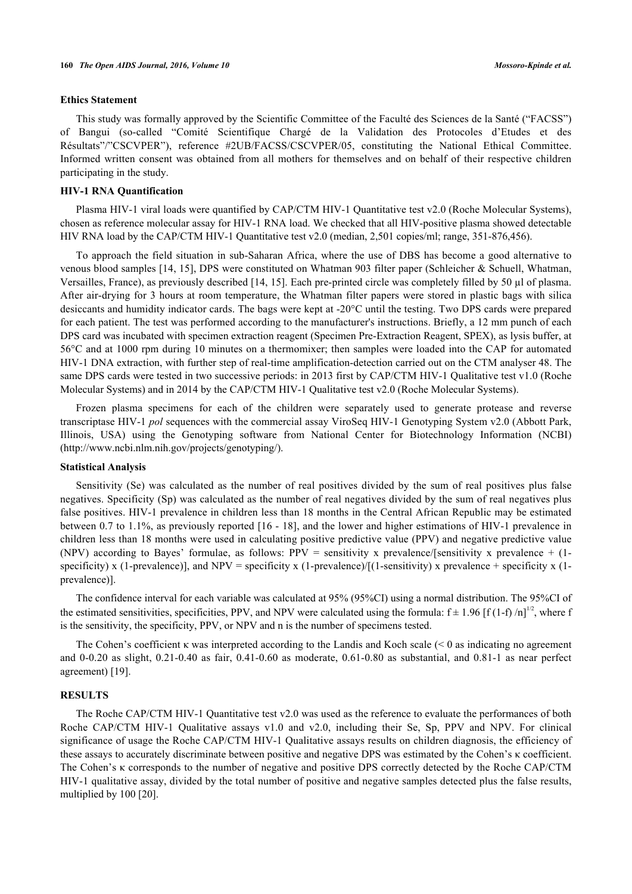### Ethics Statement

This study was formally approved by the Scientific Committee of the Faculté des Sciences de la Santé ("FACSS") of Bangui (so-called "Comité Scientifique Chargé de la Validation des Protocoles d'Etudes et des Résultats"/"CSCVPER"), reference #2UB/FACSS/CSCVPER/05, constituting the National Ethical Committee. Informed written consent was obtained from all mothers for themselves and on behalf of their respective children participating in the study.

### HIV-1 RNA Quantification

Plasma HIV-1 viral loads were quantified by CAP/CTM HIV-1 Quantitative test v2.0 (Roche Molecular Systems), chosen as reference molecular assay for HIV-1 RNA load. We checked that all HIV-positive plasma showed detectable HIV RNA load by the CAP/CTM HIV-1 Quantitative test v2.0 (median, 2,501 copies/ml; range, 351-876,456).

To approach the field situation in sub-Saharan Africa, where the use of DBS has become a good alternative to venous blood samples [14, 15], DPS were constituted on Whatman 903 filter paper (Schleicher & Schuell, Whatman, Versailles, France), as previously described [14, 15]. Each pre-printed circle was completely filled by 50 µl of plasma. After air-drying for 3 hours at room temperature, the Whatman filter papers were stored in plastic bags with silica desiccants and humidity indicator cards. The bags were kept at -20°C until the testing. Two DPS cards were prepared for each patient. The test was performed according to the manufacturer's instructions. Briefly, a 12 mm punch of each DPS card was incubated with specimen extraction reagent (Specimen Pre-Extraction Reagent, SPEX), as lysis buffer, at 56°C and at 1000 rpm during 10 minutes on a thermomixer; then samples were loaded into the CAP for automated HIV-1 DNA extraction, with further step of real-time amplification-detection carried out on the CTM analyser 48. The same DPS cards were tested in two successive periods: in 2013 first by CAP/CTM HIV-1 Qualitative test v1.0 (Roche Molecular Systems) and in 2014 by the CAP/CTM HIV-1 Qualitative test v2.0 (Roche Molecular Systems).

Frozen plasma specimens for each of the children were separately used to generate protease and reverse transcriptase HIV-1 *pol* sequences with the commercial assay ViroSeq HIV-1 Genotyping System v2.0 (Abbott Park, Illinois, USA) using the Genotyping software from National Center for Biotechnology Information (NCBI) (http://www.ncbi.nlm.nih.gov/projects/genotyping/).

### Statistical Analysis

Sensitivity (Se) was calculated as the number of real positives divided by the sum of real positives plus false negatives. Specificity (Sp) was calculated as the number of real negatives divided by the sum of real negatives plus false positives. HIV-1 prevalence in children less than 18 months in the Central African Republic may be estimated between 0.7 to 1.1%, as previously reported [16 - 18], and the lower and higher estimations of HIV-1 prevalence in children less than 18 months were used in calculating positive predictive value (PPV) and negative predictive value (NPV) according to Bayes' formulae, as follows: PPV = sensitivity x prevalence/[sensitivity x prevalence + (1-specificity) x (1-prevalence)], and NPV = specificity x (1-prevalence)/[(1-sensitivity) x prevalence + specificity x (1-prevalence)].

The confidence interval for each variable was calculated at 95% (95%CI) using a normal distribution. The 95%CI of the estimated sensitivities, specificities, PPV, and NPV were calculated using the formula: $f \pm 1.96\, [f\,(1\text{-}f)\,/n]^{1/2}$, where f is the sensitivity, the specificity, PPV, or NPV and n is the number of specimens tested.

The Cohen's κ coefficient was interpreted according to the Landis and Koch scale (< 0 as indicating no agreement and 0-0.20 as slight, 0.21-0.40 as fair, 0.41-0.60 as moderate, 0.61-0.80 as substantial, and 0.81-1 as near perfect agreement) [19].

## RESULTS

The Roche CAP/CTM HIV-1 Quantitative test v2.0 was used as the reference to evaluate the performances of both Roche CAP/CTM HIV-1 Qualitative assays v1.0 and v2.0, including their Se, Sp, PPV and NPV. For clinical significance of usage the Roche CAP/CTM HIV-1 Qualitative assays results on children diagnosis, the efficiency of these assays to accurately discriminate between positive and negative DPS was estimated by the Cohen's κ coefficient. The Cohen's κ corresponds to the number of negative and positive DPS correctly detected by the Roche CAP/CTM HIV-1 qualitative assay, divided by the total number of positive and negative samples detected plus the false results, multiplied by 100 [20].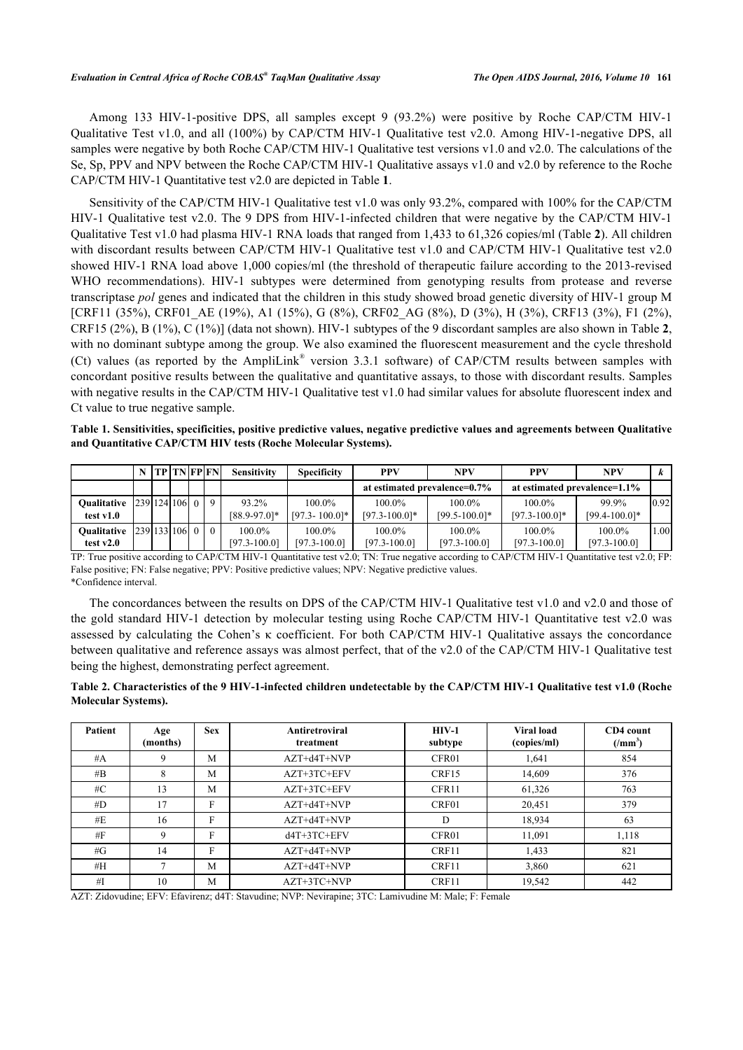Among 133 HIV-1-positive DPS, all samples except 9 (93.2%) were positive by Roche CAP/CTM HIV-1 Qualitative Test v1.0, and all (100%) by CAP/CTM HIV-1 Qualitative test v2.0. Among HIV-1-negative DPS, all samples were negative by both Roche CAP/CTM HIV-1 Qualitative test versions v1.0 and v2.0. The calculations of the Se, Sp, PPV and NPV between the Roche CAP/CTM HIV-1 Qualitative assays v1.0 and v2.0 by reference to the Roche CAP/CTM HIV-1 Quantitative test v2.0 are depicted in Table **1**.

Sensitivity of the CAP/CTM HIV-1 Qualitative test v1.0 was only 93.2%, compared with 100% for the CAP/CTM HIV-1 Qualitative test v2.0. The 9 DPS from HIV-1-infected children that were negative by the CAP/CTM HIV-1 Qualitative Test v1.0 had plasma HIV-1 RNA loads that ranged from 1,433 to 61,326 copies/ml (Table **2**). All children with discordant results between CAP/CTM HIV-1 Qualitative test v1.0 and CAP/CTM HIV-1 Qualitative test v2.0 showed HIV-1 RNA load above 1,000 copies/ml (the threshold of therapeutic failure according to the 2013-revised WHO recommendations). HIV-1 subtypes were determined from genotyping results from protease and reverse transcriptase *pol* genes and indicated that the children in this study showed broad genetic diversity of HIV-1 group M [CRF11 (35%), CRF01_AE (19%), A1 (15%), G (8%), CRF02_AG (8%), D (3%), H (3%), CRF13 (3%), F1 (2%), CRF15 (2%), B (1%), C (1%)] (data not shown). HIV-1 subtypes of the 9 discordant samples are also shown in Table **2**, with no dominant subtype among the group. We also examined the fluorescent measurement and the cycle threshold (Ct) values (as reported by the AmpliLink® version 3.3.1 software) of CAP/CTM results between samples with concordant positive results between the qualitative and quantitative assays, to those with discordant results. Samples with negative results in the CAP/CTM HIV-1 Qualitative test v1.0 had similar values for absolute fluorescent index and Ct value to true negative sample.

**Table 1. Sensitivities, specificities, positive predictive values, negative predictive values and agreements between Qualitative and Quantitative CAP/CTM HIV tests (Roche Molecular Systems).**

| | N | TP | TN | FP | FN | Sensitivity | Specificity | PPV | NPV | PPV | NPV | *k* |
|---|---|---|---|---|---|---|---|---|---|---|---|---|
| | | | | | | | | at estimated prevalence=0.7% | | at estimated prevalence=1.1% | | |
| **Qualitative test v1.0** | 239 | 124 | 106 | 0 | 9 | 93.2% [88.9-97.0]* | 100.0% [97.3- 100.0]* | 100.0% [97.3-100.0]* | 100.0% [99.5-100.0]* | 100.0% [97.3-100.0]* | 99.9% [99.4-100.0]* | 0.92 |
| **Qualitative test v2.0** | 239 | 133 | 106 | 0 | 0 | 100.0% [97.3-100.0] | 100.0% [97.3-100.0] | 100.0% [97.3-100.0] | 100.0% [97.3-100.0] | 100.0% [97.3-100.0] | 100.0% [97.3-100.0] | 1.00 |

TP: True positive according to CAP/CTM HIV-1 Quantitative test v2.0; TN: True negative according to CAP/CTM HIV-1 Quantitative test v2.0; FP: False positive; FN: False negative; PPV: Positive predictive values; NPV: Negative predictive values.
*Confidence interval.

The concordances between the results on DPS of the CAP/CTM HIV-1 Qualitative test v1.0 and v2.0 and those of the gold standard HIV-1 detection by molecular testing using Roche CAP/CTM HIV-1 Quantitative test v2.0 was assessed by calculating the Cohen's κ coefficient. For both CAP/CTM HIV-1 Qualitative assays the concordance between qualitative and reference assays was almost perfect, that of the v2.0 of the CAP/CTM HIV-1 Qualitative test being the highest, demonstrating perfect agreement.

**Table 2. Characteristics of the 9 HIV-1-infected children undetectable by the CAP/CTM HIV-1 Qualitative test v1.0 (Roche Molecular Systems).**

| Patient | Age (months) | Sex | Antiretroviral treatment | HIV-1 subtype | Viral load (copies/ml) | CD4 count ($/mm^3$) |
|---|---|---|---|---|---|---|
| #A | 9 | M | AZT+d4T+NVP | CFR01 | 1,641 | 854 |
| #B | 8 | M | AZT+3TC+EFV | CRF15 | 14,609 | 376 |
| #C | 13 | M | AZT+3TC+EFV | CFR11 | 61,326 | 763 |
| #D | 17 | F | AZT+d4T+NVP | CRF01 | 20,451 | 379 |
| #E | 16 | F | AZT+d4T+NVP | D | 18,934 | 63 |
| #F | 9 | F | d4T+3TC+EFV | CFR01 | 11,091 | 1,118 |
| #G | 14 | F | AZT+d4T+NVP | CRF11 | 1,433 | 821 |
| #H | 7 | M | AZT+d4T+NVP | CRF11 | 3,860 | 621 |
| #I | 10 | M | AZT+3TC+NVP | CRF11 | 19,542 | 442 |

AZT: Zidovudine; EFV: Efavirenz; d4T: Stavudine; NVP: Nevirapine; 3TC: Lamivudine M: Male; F: Female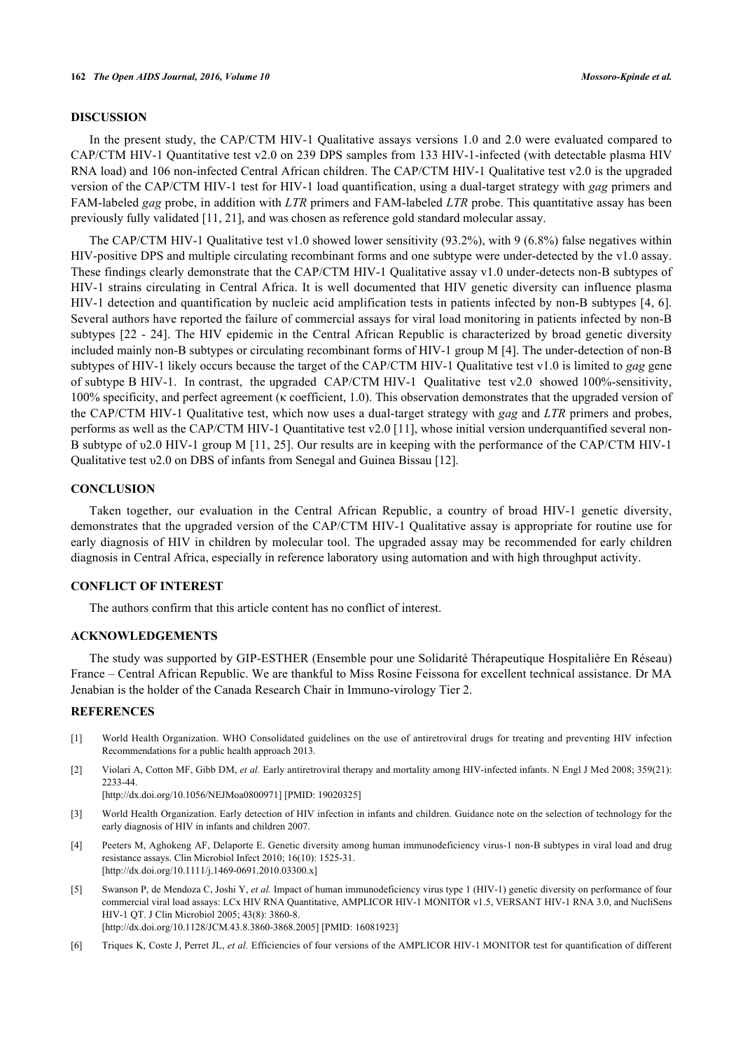## DISCUSSION

In the present study, the CAP/CTM HIV-1 Qualitative assays versions 1.0 and 2.0 were evaluated compared to CAP/CTM HIV-1 Quantitative test v2.0 on 239 DPS samples from 133 HIV-1-infected (with detectable plasma HIV RNA load) and 106 non-infected Central African children. The CAP/CTM HIV-1 Qualitative test v2.0 is the upgraded version of the CAP/CTM HIV-1 test for HIV-1 load quantification, using a dual-target strategy with *gag* primers and FAM-labeled *gag* probe, in addition with *LTR* primers and FAM-labeled *LTR* probe. This quantitative assay has been previously fully validated [11, 21], and was chosen as reference gold standard molecular assay.

The CAP/CTM HIV-1 Qualitative test v1.0 showed lower sensitivity (93.2%), with 9 (6.8%) false negatives within HIV-positive DPS and multiple circulating recombinant forms and one subtype were under-detected by the v1.0 assay. These findings clearly demonstrate that the CAP/CTM HIV-1 Qualitative assay v1.0 under-detects non-B subtypes of HIV-1 strains circulating in Central Africa. It is well documented that HIV genetic diversity can influence plasma HIV-1 detection and quantification by nucleic acid amplification tests in patients infected by non-B subtypes [4, 6]. Several authors have reported the failure of commercial assays for viral load monitoring in patients infected by non-B subtypes [22 - 24]. The HIV epidemic in the Central African Republic is characterized by broad genetic diversity included mainly non-B subtypes or circulating recombinant forms of HIV-1 group M [4]. The under-detection of non-B subtypes of HIV-1 likely occurs because the target of the CAP/CTM HIV-1 Qualitative test v1.0 is limited to *gag* gene of subtype B HIV-1. In contrast, the upgraded CAP/CTM HIV-1 Qualitative test v2.0 showed 100%-sensitivity, 100% specificity, and perfect agreement (κ coefficient, 1.0). This observation demonstrates that the upgraded version of the CAP/CTM HIV-1 Qualitative test, which now uses a dual-target strategy with *gag* and *LTR* primers and probes, performs as well as the CAP/CTM HIV-1 Quantitative test v2.0 [11], whose initial version underquantified several non-B subtype of υ2.0 HIV-1 group M [11, 25]. Our results are in keeping with the performance of the CAP/CTM HIV-1 Qualitative test υ2.0 on DBS of infants from Senegal and Guinea Bissau [12].

## CONCLUSION

Taken together, our evaluation in the Central African Republic, a country of broad HIV-1 genetic diversity, demonstrates that the upgraded version of the CAP/CTM HIV-1 Qualitative assay is appropriate for routine use for early diagnosis of HIV in children by molecular tool. The upgraded assay may be recommended for early children diagnosis in Central Africa, especially in reference laboratory using automation and with high throughput activity.

## CONFLICT OF INTEREST

The authors confirm that this article content has no conflict of interest.

## ACKNOWLEDGEMENTS

The study was supported by GIP-ESTHER (Ensemble pour une Solidarité Thérapeutique Hospitalière En Réseau) France – Central African Republic. We are thankful to Miss Rosine Feissona for excellent technical assistance. Dr MA Jenabian is the holder of the Canada Research Chair in Immuno-virology Tier 2.

## REFERENCES

[1] World Health Organization. WHO Consolidated guidelines on the use of antiretroviral drugs for treating and preventing HIV infection Recommendations for a public health approach 2013.

[2] Violari A, Cotton MF, Gibb DM, *et al.* Early antiretroviral therapy and mortality among HIV-infected infants. N Engl J Med 2008; 359(21): 2233-44.
[http://dx.doi.org/10.1056/NEJMoa0800971] [PMID: 19020325]

[3] World Health Organization. Early detection of HIV infection in infants and children. Guidance note on the selection of technology for the early diagnosis of HIV in infants and children 2007.

[4] Peeters M, Aghokeng AF, Delaporte E. Genetic diversity among human immunodeficiency virus-1 non-B subtypes in viral load and drug resistance assays. Clin Microbiol Infect 2010; 16(10): 1525-31.
[http://dx.doi.org/10.1111/j.1469-0691.2010.03300.x]

[5] Swanson P, de Mendoza C, Joshi Y, *et al.* Impact of human immunodeficiency virus type 1 (HIV-1) genetic diversity on performance of four commercial viral load assays: LCx HIV RNA Quantitative, AMPLICOR HIV-1 MONITOR v1.5, VERSANT HIV-1 RNA 3.0, and NucliSens HIV-1 QT. J Clin Microbiol 2005; 43(8): 3860-8.
[http://dx.doi.org/10.1128/JCM.43.8.3860-3868.2005] [PMID: 16081923]

[6] Triques K, Coste J, Perret JL, *et al.* Efficiencies of four versions of the AMPLICOR HIV-1 MONITOR test for quantification of different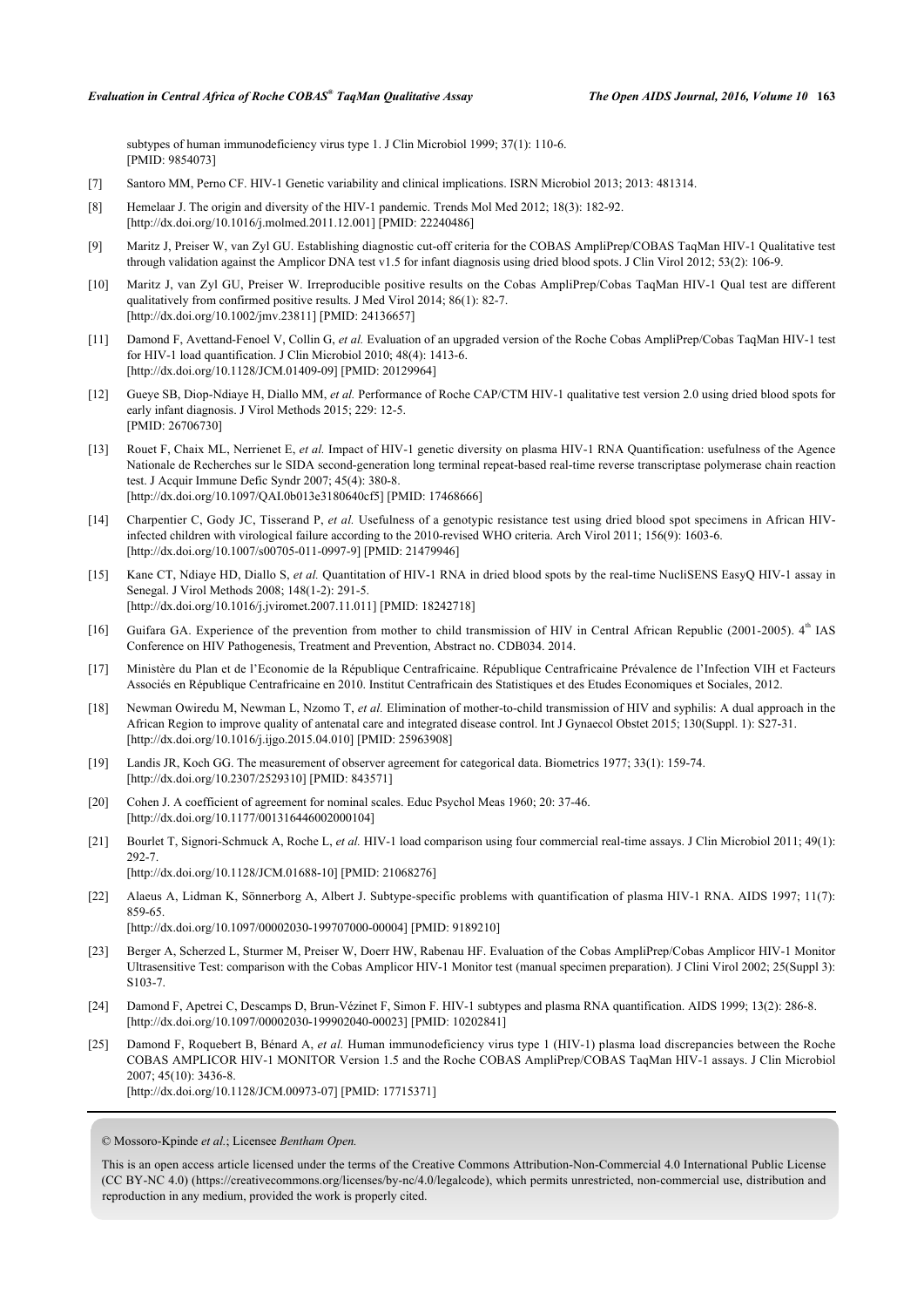subtypes of human immunodeficiency virus type 1. J Clin Microbiol 1999; 37(1): 110-6.
[PMID: 9854073]

[7] Santoro MM, Perno CF. HIV-1 Genetic variability and clinical implications. ISRN Microbiol 2013; 2013: 481314.

[8] Hemelaar J. The origin and diversity of the HIV-1 pandemic. Trends Mol Med 2012; 18(3): 182-92.
[http://dx.doi.org/10.1016/j.molmed.2011.12.001] [PMID: 22240486]

[9] Maritz J, Preiser W, van Zyl GU. Establishing diagnostic cut-off criteria for the COBAS AmpliPrep/COBAS TaqMan HIV-1 Qualitative test through validation against the Amplicor DNA test v1.5 for infant diagnosis using dried blood spots. J Clin Virol 2012; 53(2): 106-9.

[10] Maritz J, van Zyl GU, Preiser W. Irreproducible positive results on the Cobas AmpliPrep/Cobas TaqMan HIV-1 Qual test are different qualitatively from confirmed positive results. J Med Virol 2014; 86(1): 82-7.
[http://dx.doi.org/10.1002/jmv.23811] [PMID: 24136657]

[11] Damond F, Avettand-Fenoel V, Collin G, *et al.* Evaluation of an upgraded version of the Roche Cobas AmpliPrep/Cobas TaqMan HIV-1 test for HIV-1 load quantification. J Clin Microbiol 2010; 48(4): 1413-6.
[http://dx.doi.org/10.1128/JCM.01409-09] [PMID: 20129964]

[12] Gueye SB, Diop-Ndiaye H, Diallo MM, *et al.* Performance of Roche CAP/CTM HIV-1 qualitative test version 2.0 using dried blood spots for early infant diagnosis. J Virol Methods 2015; 229: 12-5.
[PMID: 26706730]

[13] Rouet F, Chaix ML, Nerrienet E, *et al.* Impact of HIV-1 genetic diversity on plasma HIV-1 RNA Quantification: usefulness of the Agence Nationale de Recherches sur le SIDA second-generation long terminal repeat-based real-time reverse transcriptase polymerase chain reaction test. J Acquir Immune Defic Syndr 2007; 45(4): 380-8.
[http://dx.doi.org/10.1097/QAI.0b013e3180640cf5] [PMID: 17468666]

[14] Charpentier C, Gody JC, Tisserand P, *et al.* Usefulness of a genotypic resistance test using dried blood spot specimens in African HIV-infected children with virological failure according to the 2010-revised WHO criteria. Arch Virol 2011; 156(9): 1603-6.
[http://dx.doi.org/10.1007/s00705-011-0997-9] [PMID: 21479946]

[15] Kane CT, Ndiaye HD, Diallo S, *et al.* Quantitation of HIV-1 RNA in dried blood spots by the real-time NucliSENS EasyQ HIV-1 assay in Senegal. J Virol Methods 2008; 148(1-2): 291-5.
[http://dx.doi.org/10.1016/j.jviromet.2007.11.011] [PMID: 18242718]

[16] Guifara GA. Experience of the prevention from mother to child transmission of HIV in Central African Republic (2001-2005). 4th IAS Conference on HIV Pathogenesis, Treatment and Prevention, Abstract no. CDB034. 2014.

[17] Ministère du Plan et de l'Economie de la République Centrafricaine. République Centrafricaine Prévalence de l'Infection VIH et Facteurs Associés en République Centrafricaine en 2010. Institut Centrafricain des Statistiques et des Etudes Economiques et Sociales, 2012.

[18] Newman Owiredu M, Newman L, Nzomo T, *et al.* Elimination of mother-to-child transmission of HIV and syphilis: A dual approach in the African Region to improve quality of antenatal care and integrated disease control. Int J Gynaecol Obstet 2015; 130(Suppl. 1): S27-31.
[http://dx.doi.org/10.1016/j.ijgo.2015.04.010] [PMID: 25963908]

[19] Landis JR, Koch GG. The measurement of observer agreement for categorical data. Biometrics 1977; 33(1): 159-74.
[http://dx.doi.org/10.2307/2529310] [PMID: 843571]

[20] Cohen J. A coefficient of agreement for nominal scales. Educ Psychol Meas 1960; 20: 37-46.
[http://dx.doi.org/10.1177/001316446002000104]

[21] Bourlet T, Signori-Schmuck A, Roche L, *et al.* HIV-1 load comparison using four commercial real-time assays. J Clin Microbiol 2011; 49(1): 292-7.
[http://dx.doi.org/10.1128/JCM.01688-10] [PMID: 21068276]

[22] Alaeus A, Lidman K, Sönnerborg A, Albert J. Subtype-specific problems with quantification of plasma HIV-1 RNA. AIDS 1997; 11(7): 859-65.
[http://dx.doi.org/10.1097/00002030-199707000-00004] [PMID: 9189210]

[23] Berger A, Scherzed L, Sturmer M, Preiser W, Doerr HW, Rabenau HF. Evaluation of the Cobas AmpliPrep/Cobas Amplicor HIV-1 Monitor Ultrasensitive Test: comparison with the Cobas Amplicor HIV-1 Monitor test (manual specimen preparation). J Clini Virol 2002; 25(Suppl 3): S103-7.

[24] Damond F, Apetrei C, Descamps D, Brun-Vézinet F, Simon F. HIV-1 subtypes and plasma RNA quantification. AIDS 1999; 13(2): 286-8.
[http://dx.doi.org/10.1097/00002030-199902040-00023] [PMID: 10202841]

[25] Damond F, Roquebert B, Bénard A, *et al.* Human immunodeficiency virus type 1 (HIV-1) plasma load discrepancies between the Roche COBAS AMPLICOR HIV-1 MONITOR Version 1.5 and the Roche COBAS AmpliPrep/COBAS TaqMan HIV-1 assays. J Clin Microbiol 2007; 45(10): 3436-8.
[http://dx.doi.org/10.1128/JCM.00973-07] [PMID: 17715371]

---

© Mossoro-Kpinde *et al.*; Licensee *Bentham Open.*

This is an open access article licensed under the terms of the Creative Commons Attribution-Non-Commercial 4.0 International Public License (CC BY-NC 4.0) (https://creativecommons.org/licenses/by-nc/4.0/legalcode), which permits unrestricted, non-commercial use, distribution and reproduction in any medium, provided the work is properly cited.